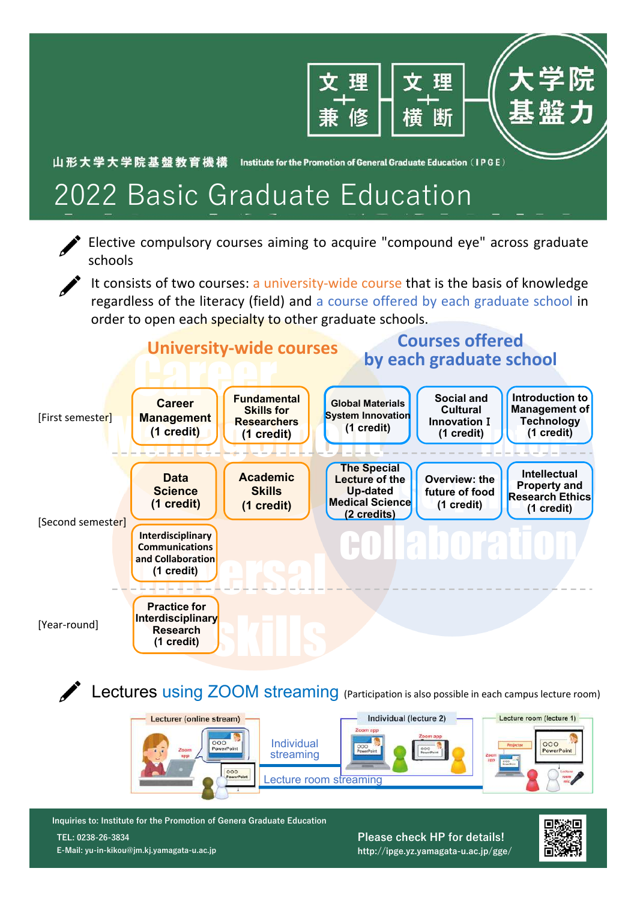文理兼修 文理横断 大学院基盤力

山形大学大学院基盤教育機構 Institute for the Promotion of General Graduate Education（IPGE）

# 2022 Basic Graduate Education

- Elective compulsory courses aiming to acquire "compound eye" across graduate schools
- It consists of two courses: a university-wide course that is the basis of knowledge regardless of the literacy (field) and a course offered by each graduate school in order to open each specialty to other graduate schools.

| | University-wide courses | | Courses offered by each graduate school | | |
|---|---|---|---|---|---|
| [First semester] | Career Management (1 credit) | Fundamental Skills for Researchers (1 credit) | Global Materials System Innovation (1 credit) | Social and Cultural Innovation Ⅰ (1 credit) | Introduction to Management of Technology (1 credit) |
| [Second semester] | Data Science (1 credit) | Academic Skills (1 credit) | The Special Lecture of the Up-dated Medical Science (2 credits) | Overview: the future of food (1 credit) | Intellectual Property and Research Ethics (1 credit) |
| | Interdisciplinary Communications and Collaboration (1 credit) | | | | |
| [Year-round] | Practice for Interdisciplinary Research (1 credit) | | | | |

## Lectures using ZOOM streaming (Participation is also possible in each campus lecture room)

Lecturer (online stream) — Individual streaming — Individual (lecture 2)

Lecture room streaming — Lecture room (lecture 1)

---

Inquiries to: Institute for the Promotion of Genera Graduate Education

TEL: 0238-26-3834

E-Mail: yu-in-kikou@jm.kj.yamagata-u.ac.jp

Please check HP for details!

http://ipge.yz.yamagata-u.ac.jp/gge/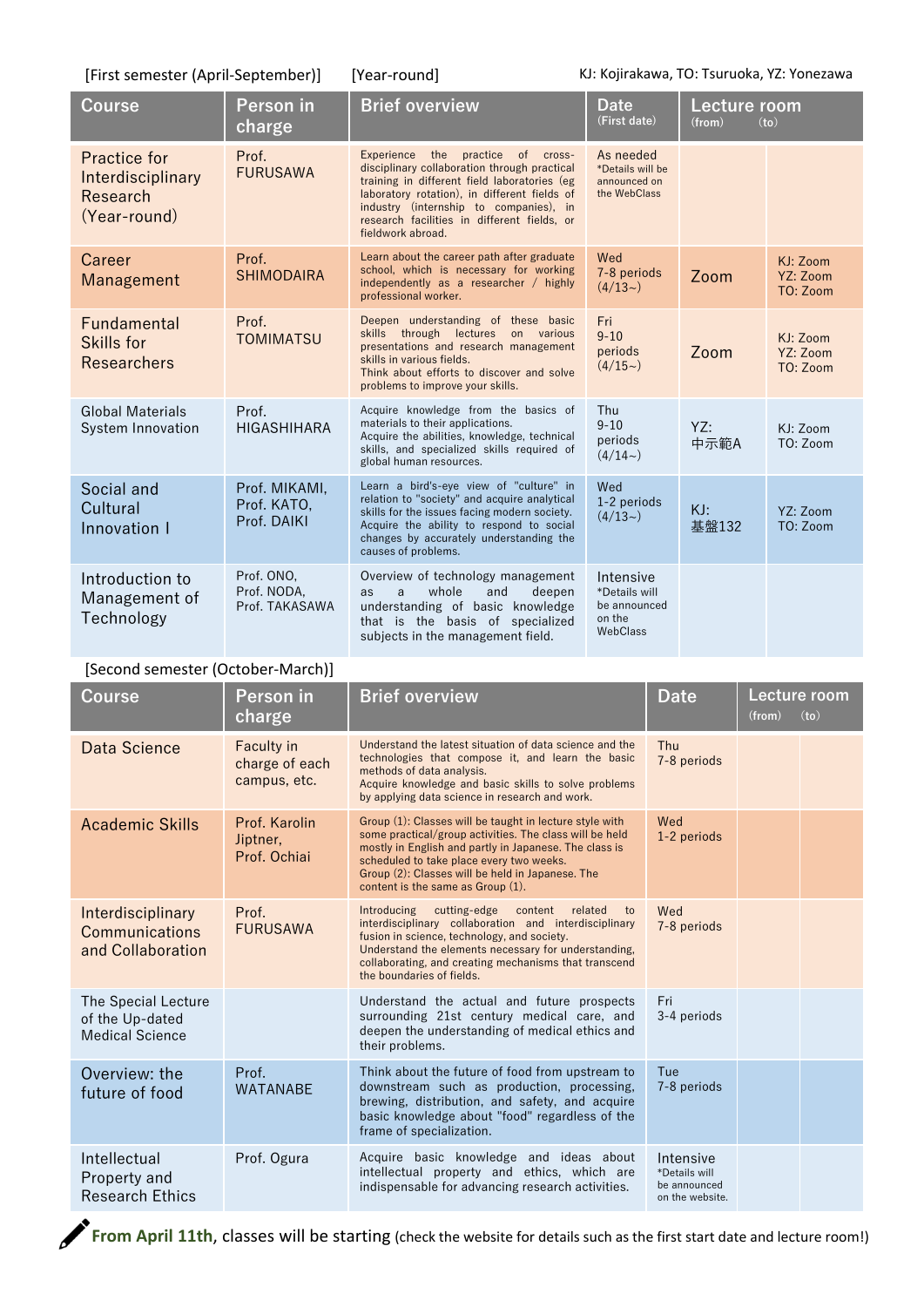[First semester (April-September)] [Year-round] KJ: Kojirakawa, TO: Tsuruoka, YZ: Yonezawa

| Course | Person in charge | Brief overview | Date (First date) | Lecture room (from) | (to) |
|---|---|---|---|---|---|
| Practice for Interdisciplinary Research (Year-round) | Prof. FURUSAWA | Experience the practice of cross-disciplinary collaboration through practical training in different field laboratories (eg laboratory rotation), in different fields of industry (internship to companies), in research facilities in different fields, or fieldwork abroad. | As needed *Details will be announced on the WebClass | | |
| Career Management | Prof. SHIMODAIRA | Learn about the career path after graduate school, which is necessary for working independently as a researcher / highly professional worker. | Wed 7-8 periods (4/13~) | Zoom | KJ: Zoom YZ: Zoom TO: Zoom |
| Fundamental Skills for Researchers | Prof. TOMIMATSU | Deepen understanding of these basic skills through lectures on various presentations and research management skills in various fields. Think about efforts to discover and solve problems to improve your skills. | Fri 9-10 periods (4/15~) | Zoom | KJ: Zoom YZ: Zoom TO: Zoom |
| Global Materials System Innovation | Prof. HIGASHIHARA | Acquire knowledge from the basics of materials to their applications. Acquire the abilities, knowledge, technical skills, and specialized skills required of global human resources. | Thu 9-10 periods (4/14~) | YZ: 中示範A | KJ: Zoom TO: Zoom |
| Social and Cultural Innovation I | Prof. MIKAMI, Prof. KATO, Prof. DAIKI | Learn a bird's-eye view of "culture" in relation to "society" and acquire analytical skills for the issues facing modern society. Acquire the ability to respond to social changes by accurately understanding the causes of problems. | Wed 1-2 periods (4/13~) | KJ: 基盤132 | YZ: Zoom TO: Zoom |
| Introduction to Management of Technology | Prof. ONO, Prof. NODA, Prof. TAKASAWA | Overview of technology management as a whole and deepen understanding of basic knowledge that is the basis of specialized subjects in the management field. | Intensive *Details will be announced on the WebClass | | |

[Second semester (October-March)]

| Course | Person in charge | Brief overview | Date | Lecture room (from) | (to) |
|---|---|---|---|---|---|
| Data Science | Faculty in charge of each campus, etc. | Understand the latest situation of data science and the technologies that compose it, and learn the basic methods of data analysis. Acquire knowledge and basic skills to solve problems by applying data science in research and work. | Thu 7-8 periods | | |
| Academic Skills | Prof. Karolin Jiptner, Prof. Ochiai | Group (1): Classes will be taught in lecture style with some practical/group activities. The class will be held mostly in English and partly in Japanese. The class is scheduled to take place every two weeks. Group (2): Classes will be held in Japanese. The content is the same as Group (1). | Wed 1-2 periods | | |
| Interdisciplinary Communications and Collaboration | Prof. FURUSAWA | Introducing cutting-edge content related to interdisciplinary collaboration and interdisciplinary fusion in science, technology, and society. Understand the elements necessary for understanding, collaborating, and creating mechanisms that transcend the boundaries of fields. | Wed 7-8 periods | | |
| The Special Lecture of the Up-dated Medical Science | | Understand the actual and future prospects surrounding 21st century medical care, and deepen the understanding of medical ethics and their problems. | Fri 3-4 periods | | |
| Overview: the future of food | Prof. WATANABE | Think about the future of food from upstream to downstream such as production, processing, brewing, distribution, and safety, and acquire basic knowledge about "food" regardless of the frame of specialization. | Tue 7-8 periods | | |
| Intellectual Property and Research Ethics | Prof. Ogura | Acquire basic knowledge and ideas about intellectual property and ethics, which are indispensable for advancing research activities. | Intensive *Details will be announced on the website. | | |

**From April 11th**, classes will be starting (check the website for details such as the first start date and lecture room!)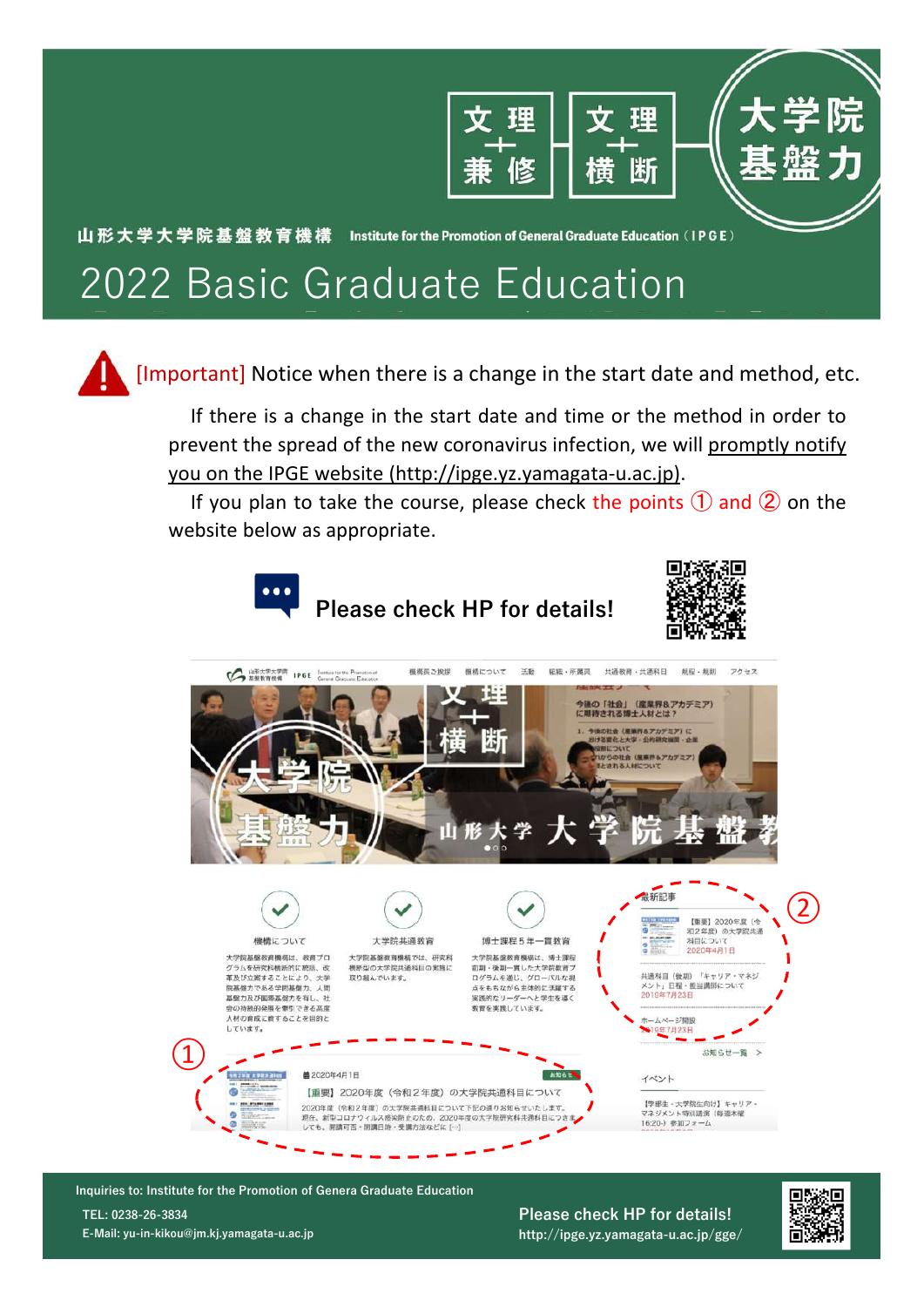文 理
＋
兼 修

文 理
＋
横 断

大学院
基盤力

山形大学大学院基盤教育機構 Institute for the Promotion of General Graduate Education（IPGE）

# 2022 Basic Graduate Education

## [Important] Notice when there is a change in the start date and method, etc.

If there is a change in the start date and time or the method in order to prevent the spread of the new coronavirus infection, we will promptly notify you on the IPGE website (http://ipge.yz.yamagata-u.ac.jp).

If you plan to take the course, please check the points ① and ② on the website below as appropriate.

**Please check HP for details!**

①

②

Inquiries to: Institute for the Promotion of Genera Graduate Education

TEL: 0238-26-3834

E-Mail: yu-in-kikou@jm.kj.yamagata-u.ac.jp

**Please check HP for details!**

http://ipge.yz.yamagata-u.ac.jp/gge/